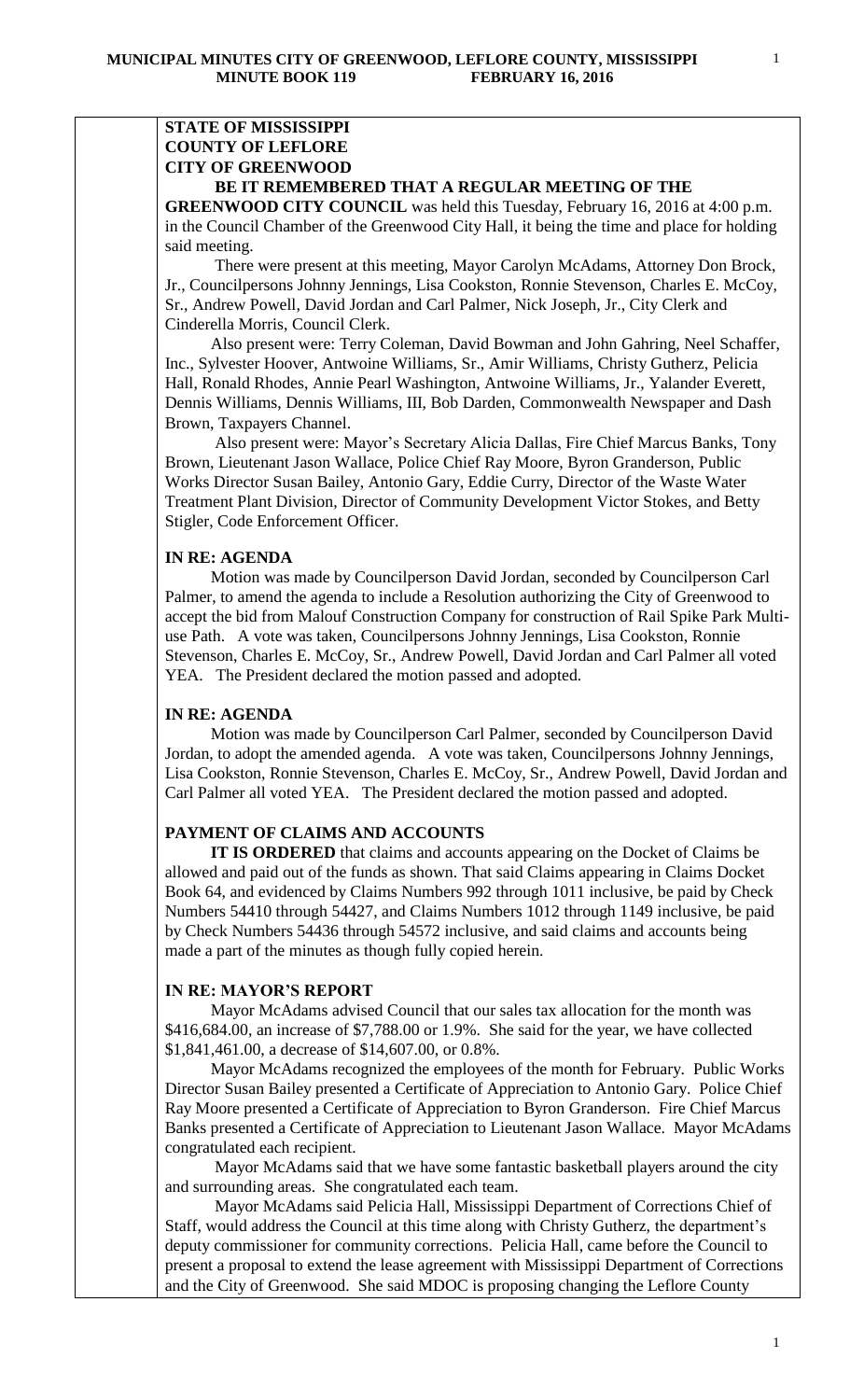**STATE OF MISSISSIPPI**
**COUNTY OF LEFLORE**
**CITY OF GREENWOOD**

**BE IT REMEMBERED THAT A REGULAR MEETING OF THE GREENWOOD CITY COUNCIL** was held this Tuesday, February 16, 2016 at 4:00 p.m. in the Council Chamber of the Greenwood City Hall, it being the time and place for holding said meeting.

There were present at this meeting, Mayor Carolyn McAdams, Attorney Don Brock, Jr., Councilpersons Johnny Jennings, Lisa Cookston, Ronnie Stevenson, Charles E. McCoy, Sr., Andrew Powell, David Jordan and Carl Palmer, Nick Joseph, Jr., City Clerk and Cinderella Morris, Council Clerk.

Also present were: Terry Coleman, David Bowman and John Gahring, Neel Schaffer, Inc., Sylvester Hoover, Antwoine Williams, Sr., Amir Williams, Christy Gutherz, Pelicia Hall, Ronald Rhodes, Annie Pearl Washington, Antwoine Williams, Jr., Yalander Everett, Dennis Williams, Dennis Williams, III, Bob Darden, Commonwealth Newspaper and Dash Brown, Taxpayers Channel.

Also present were: Mayor's Secretary Alicia Dallas, Fire Chief Marcus Banks, Tony Brown, Lieutenant Jason Wallace, Police Chief Ray Moore, Byron Granderson, Public Works Director Susan Bailey, Antonio Gary, Eddie Curry, Director of the Waste Water Treatment Plant Division, Director of Community Development Victor Stokes, and Betty Stigler, Code Enforcement Officer.

**IN RE: AGENDA**

Motion was made by Councilperson David Jordan, seconded by Councilperson Carl Palmer, to amend the agenda to include a Resolution authorizing the City of Greenwood to accept the bid from Malouf Construction Company for construction of Rail Spike Park Multi-use Path. A vote was taken, Councilpersons Johnny Jennings, Lisa Cookston, Ronnie Stevenson, Charles E. McCoy, Sr., Andrew Powell, David Jordan and Carl Palmer all voted YEA. The President declared the motion passed and adopted.

**IN RE: AGENDA**

Motion was made by Councilperson Carl Palmer, seconded by Councilperson David Jordan, to adopt the amended agenda. A vote was taken, Councilpersons Johnny Jennings, Lisa Cookston, Ronnie Stevenson, Charles E. McCoy, Sr., Andrew Powell, David Jordan and Carl Palmer all voted YEA. The President declared the motion passed and adopted.

**PAYMENT OF CLAIMS AND ACCOUNTS**

**IT IS ORDERED** that claims and accounts appearing on the Docket of Claims be allowed and paid out of the funds as shown. That said Claims appearing in Claims Docket Book 64, and evidenced by Claims Numbers 992 through 1011 inclusive, be paid by Check Numbers 54410 through 54427, and Claims Numbers 1012 through 1149 inclusive, be paid by Check Numbers 54436 through 54572 inclusive, and said claims and accounts being made a part of the minutes as though fully copied herein.

**IN RE: MAYOR'S REPORT**

Mayor McAdams advised Council that our sales tax allocation for the month was $416,684.00, an increase of $7,788.00 or 1.9%. She said for the year, we have collected $1,841,461.00, a decrease of $14,607.00, or 0.8%.

Mayor McAdams recognized the employees of the month for February. Public Works Director Susan Bailey presented a Certificate of Appreciation to Antonio Gary. Police Chief Ray Moore presented a Certificate of Appreciation to Byron Granderson. Fire Chief Marcus Banks presented a Certificate of Appreciation to Lieutenant Jason Wallace. Mayor McAdams congratulated each recipient.

Mayor McAdams said that we have some fantastic basketball players around the city and surrounding areas. She congratulated each team.

Mayor McAdams said Pelicia Hall, Mississippi Department of Corrections Chief of Staff, would address the Council at this time along with Christy Gutherz, the department's deputy commissioner for community corrections. Pelicia Hall, came before the Council to present a proposal to extend the lease agreement with Mississippi Department of Corrections and the City of Greenwood. She said MDOC is proposing changing the Leflore County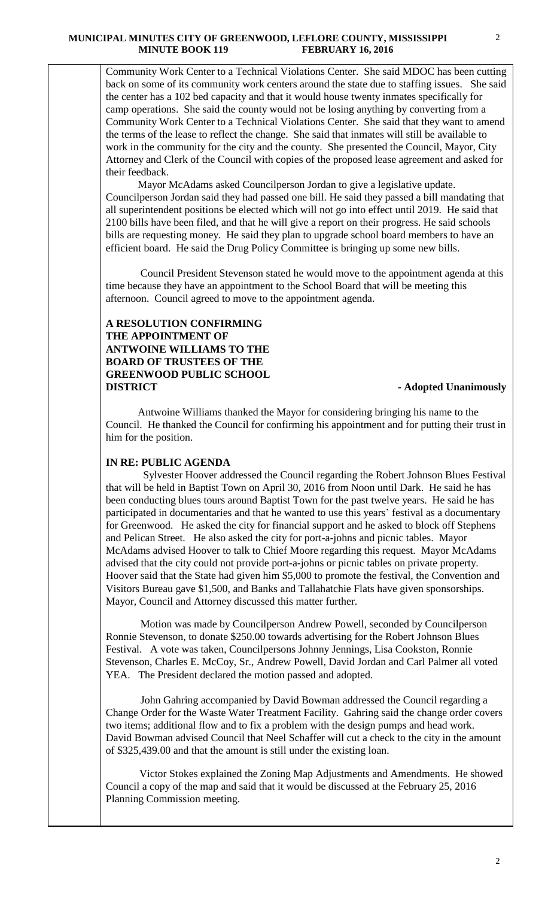Community Work Center to a Technical Violations Center. She said MDOC has been cutting back on some of its community work centers around the state due to staffing issues. She said the center has a 102 bed capacity and that it would house twenty inmates specifically for camp operations. She said the county would not be losing anything by converting from a Community Work Center to a Technical Violations Center. She said that they want to amend the terms of the lease to reflect the change. She said that inmates will still be available to work in the community for the city and the county. She presented the Council, Mayor, City Attorney and Clerk of the Council with copies of the proposed lease agreement and asked for their feedback.

Mayor McAdams asked Councilperson Jordan to give a legislative update. Councilperson Jordan said they had passed one bill. He said they passed a bill mandating that all superintendent positions be elected which will not go into effect until 2019. He said that 2100 bills have been filed, and that he will give a report on their progress. He said schools bills are requesting money. He said they plan to upgrade school board members to have an efficient board. He said the Drug Policy Committee is bringing up some new bills.

Council President Stevenson stated he would move to the appointment agenda at this time because they have an appointment to the School Board that will be meeting this afternoon. Council agreed to move to the appointment agenda.

**A RESOLUTION CONFIRMING THE APPOINTMENT OF ANTWOINE WILLIAMS TO THE BOARD OF TRUSTEES OF THE GREENWOOD PUBLIC SCHOOL DISTRICT** **- Adopted Unanimously**

Antwoine Williams thanked the Mayor for considering bringing his name to the Council. He thanked the Council for confirming his appointment and for putting their trust in him for the position.

**IN RE: PUBLIC AGENDA**

Sylvester Hoover addressed the Council regarding the Robert Johnson Blues Festival that will be held in Baptist Town on April 30, 2016 from Noon until Dark. He said he has been conducting blues tours around Baptist Town for the past twelve years. He said he has participated in documentaries and that he wanted to use this years' festival as a documentary for Greenwood. He asked the city for financial support and he asked to block off Stephens and Pelican Street. He also asked the city for port-a-johns and picnic tables. Mayor McAdams advised Hoover to talk to Chief Moore regarding this request. Mayor McAdams advised that the city could not provide port-a-johns or picnic tables on private property. Hoover said that the State had given him $5,000 to promote the festival, the Convention and Visitors Bureau gave $1,500, and Banks and Tallahatchie Flats have given sponsorships. Mayor, Council and Attorney discussed this matter further.

Motion was made by Councilperson Andrew Powell, seconded by Councilperson Ronnie Stevenson, to donate $250.00 towards advertising for the Robert Johnson Blues Festival. A vote was taken, Councilpersons Johnny Jennings, Lisa Cookston, Ronnie Stevenson, Charles E. McCoy, Sr., Andrew Powell, David Jordan and Carl Palmer all voted YEA. The President declared the motion passed and adopted.

John Gahring accompanied by David Bowman addressed the Council regarding a Change Order for the Waste Water Treatment Facility. Gahring said the change order covers two items; additional flow and to fix a problem with the design pumps and head work. David Bowman advised Council that Neel Schaffer will cut a check to the city in the amount of $325,439.00 and that the amount is still under the existing loan.

Victor Stokes explained the Zoning Map Adjustments and Amendments. He showed Council a copy of the map and said that it would be discussed at the February 25, 2016 Planning Commission meeting.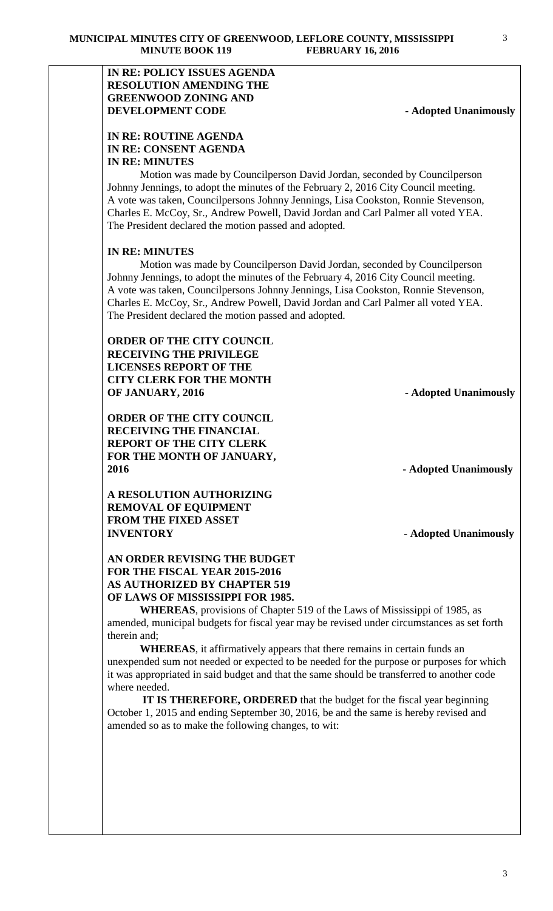**IN RE: POLICY ISSUES AGENDA**
**RESOLUTION AMENDING THE GREENWOOD ZONING AND DEVELOPMENT CODE** **- Adopted Unanimously**

**IN RE: ROUTINE AGENDA**
**IN RE: CONSENT AGENDA**
**IN RE: MINUTES**

Motion was made by Councilperson David Jordan, seconded by Councilperson Johnny Jennings, to adopt the minutes of the February 2, 2016 City Council meeting. A vote was taken, Councilpersons Johnny Jennings, Lisa Cookston, Ronnie Stevenson, Charles E. McCoy, Sr., Andrew Powell, David Jordan and Carl Palmer all voted YEA. The President declared the motion passed and adopted.

**IN RE: MINUTES**

Motion was made by Councilperson David Jordan, seconded by Councilperson Johnny Jennings, to adopt the minutes of the February 4, 2016 City Council meeting. A vote was taken, Councilpersons Johnny Jennings, Lisa Cookston, Ronnie Stevenson, Charles E. McCoy, Sr., Andrew Powell, David Jordan and Carl Palmer all voted YEA. The President declared the motion passed and adopted.

**ORDER OF THE CITY COUNCIL RECEIVING THE PRIVILEGE LICENSES REPORT OF THE CITY CLERK FOR THE MONTH OF JANUARY, 2016** **- Adopted Unanimously**

**ORDER OF THE CITY COUNCIL RECEIVING THE FINANCIAL REPORT OF THE CITY CLERK FOR THE MONTH OF JANUARY, 2016** **- Adopted Unanimously**

**A RESOLUTION AUTHORIZING REMOVAL OF EQUIPMENT FROM THE FIXED ASSET INVENTORY** **- Adopted Unanimously**

**AN ORDER REVISING THE BUDGET FOR THE FISCAL YEAR 2015-2016 AS AUTHORIZED BY CHAPTER 519 OF LAWS OF MISSISSIPPI FOR 1985.**

**WHEREAS**, provisions of Chapter 519 of the Laws of Mississippi of 1985, as amended, municipal budgets for fiscal year may be revised under circumstances as set forth therein and;

**WHEREAS**, it affirmatively appears that there remains in certain funds an unexpended sum not needed or expected to be needed for the purpose or purposes for which it was appropriated in said budget and that the same should be transferred to another code where needed.

**IT IS THEREFORE, ORDERED** that the budget for the fiscal year beginning October 1, 2015 and ending September 30, 2016, be and the same is hereby revised and amended so as to make the following changes, to wit: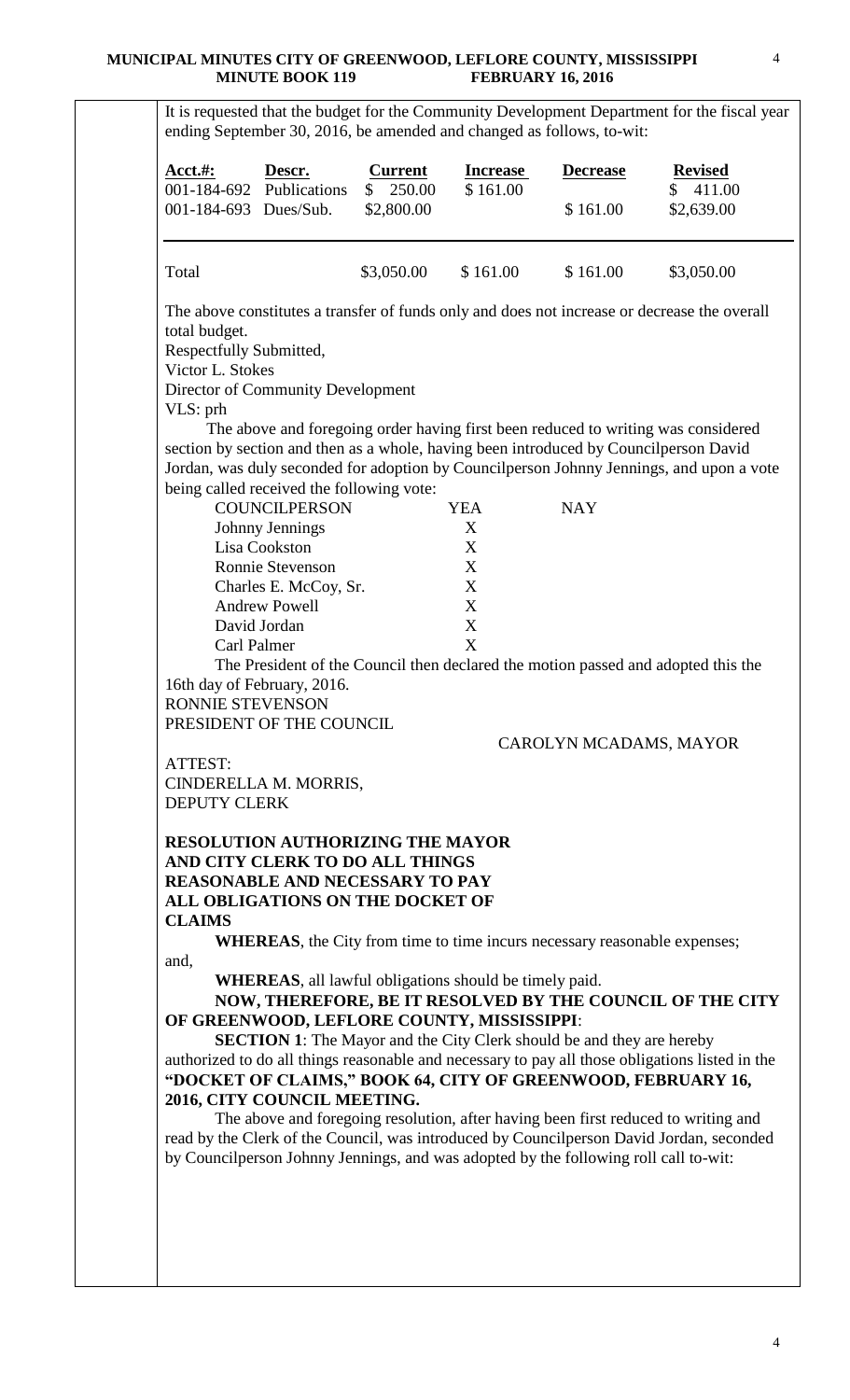It is requested that the budget for the Community Development Department for the fiscal year ending September 30, 2016, be amended and changed as follows, to-wit:

| Acct.#: | Descr. | Current | Increase | Decrease | Revised |
|---|---|---|---|---|---|
| 001-184-692 | Publications | $ 250.00 | $ 161.00 | | $ 411.00 |
| 001-184-693 | Dues/Sub. | $2,800.00 | | $ 161.00 | $2,639.00 |
| Total | | $3,050.00 | $ 161.00 | $ 161.00 | $3,050.00 |

The above constitutes a transfer of funds only and does not increase or decrease the overall total budget.

Respectfully Submitted,
Victor L. Stokes
Director of Community Development
VLS: prh

The above and foregoing order having first been reduced to writing was considered section by section and then as a whole, having been introduced by Councilperson David Jordan, was duly seconded for adoption by Councilperson Johnny Jennings, and upon a vote being called received the following vote:

| COUNCILPERSON | YEA | NAY |
|---|---|---|
| Johnny Jennings | X | |
| Lisa Cookston | X | |
| Ronnie Stevenson | X | |
| Charles E. McCoy, Sr. | X | |
| Andrew Powell | X | |
| David Jordan | X | |
| Carl Palmer | X | |

The President of the Council then declared the motion passed and adopted this the 16th day of February, 2016.

RONNIE STEVENSON
PRESIDENT OF THE COUNCIL

CAROLYN MCADAMS, MAYOR

ATTEST:
CINDERELLA M. MORRIS,
DEPUTY CLERK

**RESOLUTION AUTHORIZING THE MAYOR AND CITY CLERK TO DO ALL THINGS REASONABLE AND NECESSARY TO PAY ALL OBLIGATIONS ON THE DOCKET OF CLAIMS**

**WHEREAS**, the City from time to time incurs necessary reasonable expenses; and,

**WHEREAS**, all lawful obligations should be timely paid.

**NOW, THEREFORE, BE IT RESOLVED BY THE COUNCIL OF THE CITY OF GREENWOOD, LEFLORE COUNTY, MISSISSIPPI**:

**SECTION 1**: The Mayor and the City Clerk should be and they are hereby authorized to do all things reasonable and necessary to pay all those obligations listed in the **"DOCKET OF CLAIMS," BOOK 64, CITY OF GREENWOOD, FEBRUARY 16, 2016, CITY COUNCIL MEETING.**

The above and foregoing resolution, after having been first reduced to writing and read by the Clerk of the Council, was introduced by Councilperson David Jordan, seconded by Councilperson Johnny Jennings, and was adopted by the following roll call to-wit: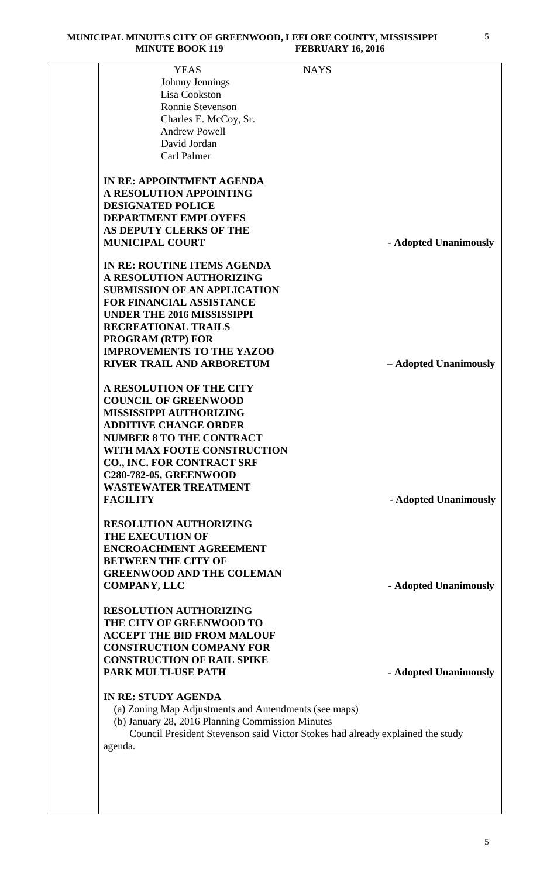| YEAS | NAYS |
|---|---|
| Johnny Jennings | |
| Lisa Cookston | |
| Ronnie Stevenson | |
| Charles E. McCoy, Sr. | |
| Andrew Powell | |
| David Jordan | |
| Carl Palmer | |

**IN RE: APPOINTMENT AGENDA**
**A RESOLUTION APPOINTING DESIGNATED POLICE DEPARTMENT EMPLOYEES AS DEPUTY CLERKS OF THE MUNICIPAL COURT** **- Adopted Unanimously**

**IN RE: ROUTINE ITEMS AGENDA**
**A RESOLUTION AUTHORIZING SUBMISSION OF AN APPLICATION FOR FINANCIAL ASSISTANCE UNDER THE 2016 MISSISSIPPI RECREATIONAL TRAILS PROGRAM (RTP) FOR IMPROVEMENTS TO THE YAZOO RIVER TRAIL AND ARBORETUM** **– Adopted Unanimously**

**A RESOLUTION OF THE CITY COUNCIL OF GREENWOOD MISSISSIPPI AUTHORIZING ADDITIVE CHANGE ORDER NUMBER 8 TO THE CONTRACT WITH MAX FOOTE CONSTRUCTION CO., INC. FOR CONTRACT SRF C280-782-05, GREENWOOD WASTEWATER TREATMENT FACILITY** **- Adopted Unanimously**

**RESOLUTION AUTHORIZING THE EXECUTION OF ENCROACHMENT AGREEMENT BETWEEN THE CITY OF GREENWOOD AND THE COLEMAN COMPANY, LLC** **- Adopted Unanimously**

**RESOLUTION AUTHORIZING THE CITY OF GREENWOOD TO ACCEPT THE BID FROM MALOUF CONSTRUCTION COMPANY FOR CONSTRUCTION OF RAIL SPIKE PARK MULTI-USE PATH** **- Adopted Unanimously**

**IN RE: STUDY AGENDA**

(a) Zoning Map Adjustments and Amendments (see maps)
(b) January 28, 2016 Planning Commission Minutes

Council President Stevenson said Victor Stokes had already explained the study agenda.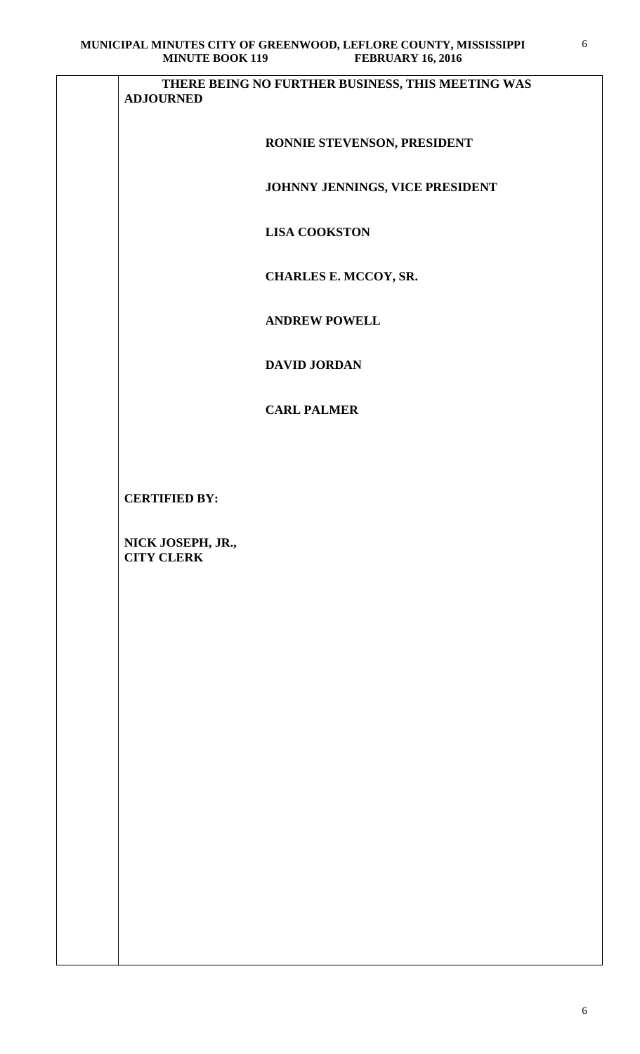**THERE BEING NO FURTHER BUSINESS, THIS MEETING WAS ADJOURNED**

**RONNIE STEVENSON, PRESIDENT**

**JOHNNY JENNINGS, VICE PRESIDENT**

**LISA COOKSTON**

**CHARLES E. MCCOY, SR.**

**ANDREW POWELL**

**DAVID JORDAN**

**CARL PALMER**

**CERTIFIED BY:**

**NICK JOSEPH, JR.,**
**CITY CLERK**